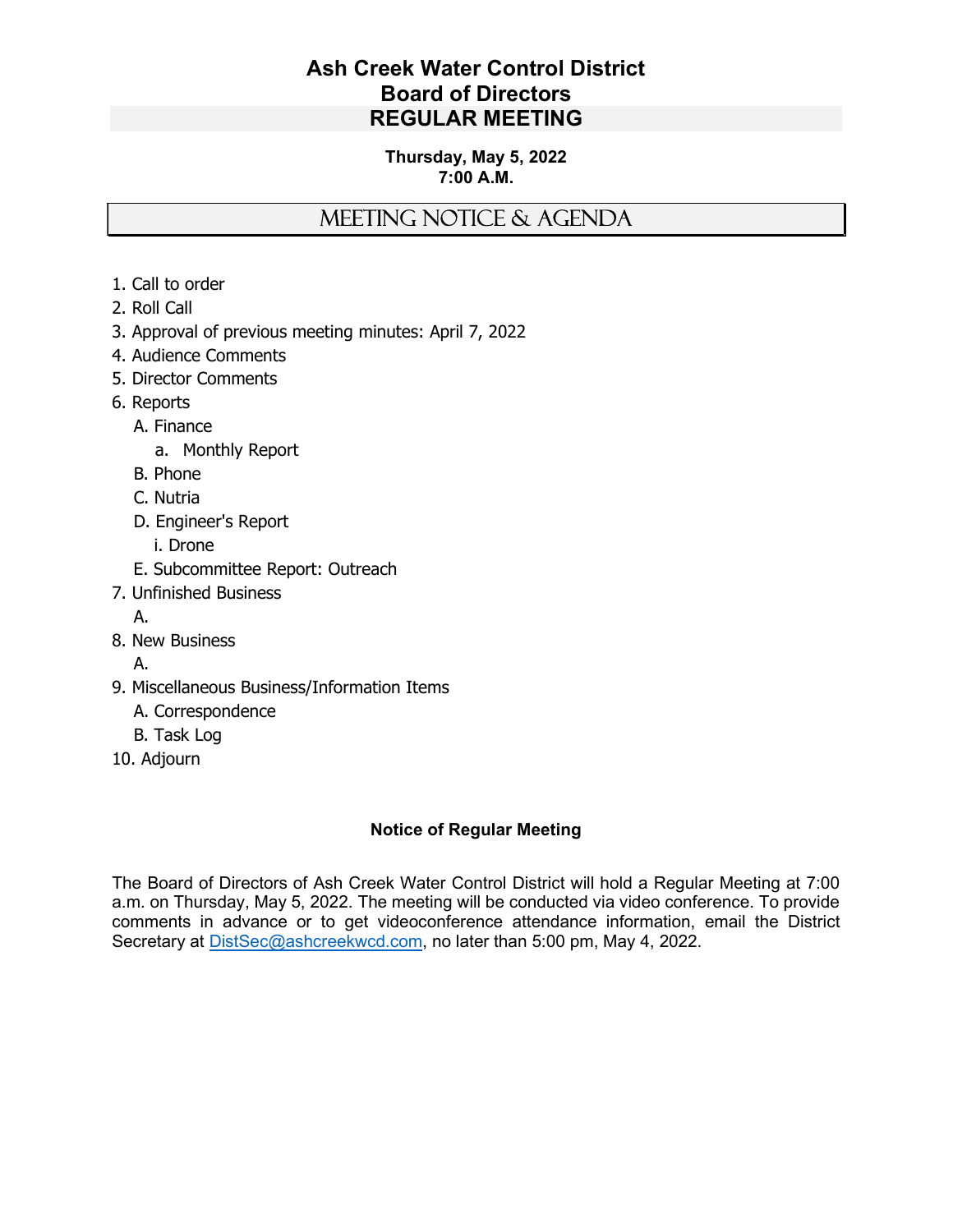# Ash Creek Water Control District
# Board of Directors
# REGULAR MEETING

**Thursday, May 5, 2022**
**7:00 A.M.**

## MEETING NOTICE & AGENDA

1. Call to order
2. Roll Call
3. Approval of previous meeting minutes: April 7, 2022
4. Audience Comments
5. Director Comments
6. Reports
   - A. Finance
     - a. Monthly Report
   - B. Phone
   - C. Nutria
   - D. Engineer's Report
     - i. Drone
   - E. Subcommittee Report: Outreach
7. Unfinished Business
   - A.
8. New Business
   - A.
9. Miscellaneous Business/Information Items
   - A. Correspondence
   - B. Task Log
10. Adjourn

**Notice of Regular Meeting**

The Board of Directors of Ash Creek Water Control District will hold a Regular Meeting at 7:00 a.m. on Thursday, May 5, 2022. The meeting will be conducted via video conference. To provide comments in advance or to get videoconference attendance information, email the District Secretary at DistSec@ashcreekwcd.com, no later than 5:00 pm, May 4, 2022.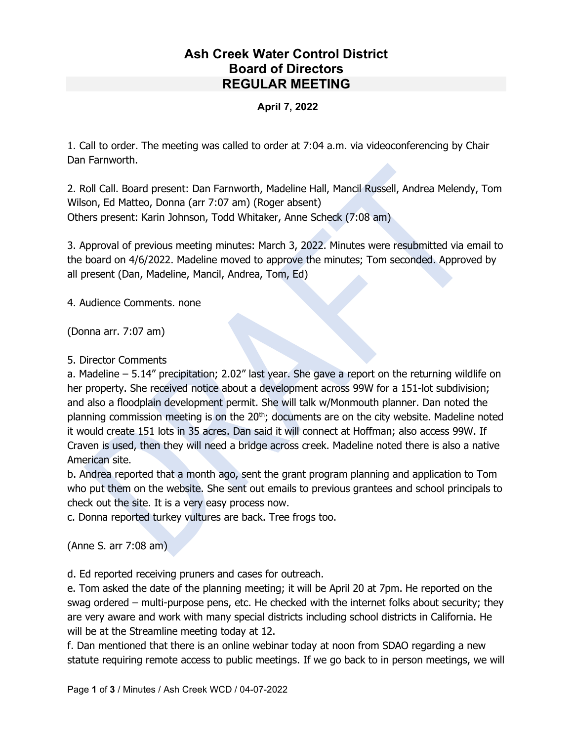# Ash Creek Water Control District
# Board of Directors
# REGULAR MEETING

**April 7, 2022**

1. Call to order. The meeting was called to order at 7:04 a.m. via videoconferencing by Chair Dan Farnworth.

2. Roll Call. Board present: Dan Farnworth, Madeline Hall, Mancil Russell, Andrea Melendy, Tom Wilson, Ed Matteo, Donna (arr 7:07 am) (Roger absent)
Others present: Karin Johnson, Todd Whitaker, Anne Scheck (7:08 am)

3. Approval of previous meeting minutes: March 3, 2022. Minutes were resubmitted via email to the board on 4/6/2022. Madeline moved to approve the minutes; Tom seconded. Approved by all present (Dan, Madeline, Mancil, Andrea, Tom, Ed)

4. Audience Comments. none

(Donna arr. 7:07 am)

5. Director Comments
a. Madeline – 5.14" precipitation; 2.02" last year. She gave a report on the returning wildlife on her property. She received notice about a development across 99W for a 151-lot subdivision; and also a floodplain development permit. She will talk w/Monmouth planner. Dan noted the planning commission meeting is on the 20th; documents are on the city website. Madeline noted it would create 151 lots in 35 acres. Dan said it will connect at Hoffman; also access 99W. If Craven is used, then they will need a bridge across creek. Madeline noted there is also a native American site.
b. Andrea reported that a month ago, sent the grant program planning and application to Tom who put them on the website. She sent out emails to previous grantees and school principals to check out the site. It is a very easy process now.
c. Donna reported turkey vultures are back. Tree frogs too.

(Anne S. arr 7:08 am)

d. Ed reported receiving pruners and cases for outreach.
e. Tom asked the date of the planning meeting; it will be April 20 at 7pm. He reported on the swag ordered – multi-purpose pens, etc. He checked with the internet folks about security; they are very aware and work with many special districts including school districts in California. He will be at the Streamline meeting today at 12.
f. Dan mentioned that there is an online webinar today at noon from SDAO regarding a new statute requiring remote access to public meetings. If we go back to in person meetings, we will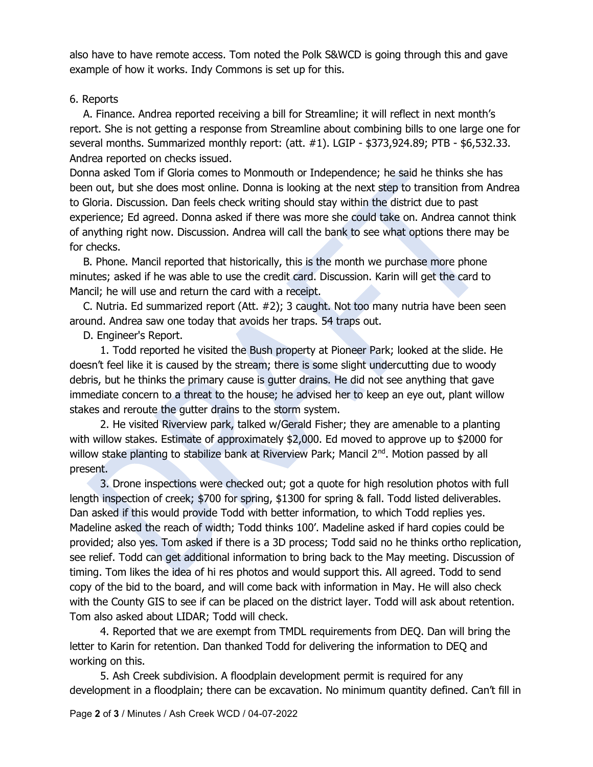also have to have remote access. Tom noted the Polk S&WCD is going through this and gave example of how it works. Indy Commons is set up for this.

6. Reports

A. Finance. Andrea reported receiving a bill for Streamline; it will reflect in next month's report. She is not getting a response from Streamline about combining bills to one large one for several months. Summarized monthly report: (att. #1). LGIP - $373,924.89; PTB - $6,532.33. Andrea reported on checks issued.

Donna asked Tom if Gloria comes to Monmouth or Independence; he said he thinks she has been out, but she does most online. Donna is looking at the next step to transition from Andrea to Gloria. Discussion. Dan feels check writing should stay within the district due to past experience; Ed agreed. Donna asked if there was more she could take on. Andrea cannot think of anything right now. Discussion. Andrea will call the bank to see what options there may be for checks.

B. Phone. Mancil reported that historically, this is the month we purchase more phone minutes; asked if he was able to use the credit card. Discussion. Karin will get the card to Mancil; he will use and return the card with a receipt.

C. Nutria. Ed summarized report (Att. #2); 3 caught. Not too many nutria have been seen around. Andrea saw one today that avoids her traps. 54 traps out.

D. Engineer's Report.

1. Todd reported he visited the Bush property at Pioneer Park; looked at the slide. He doesn't feel like it is caused by the stream; there is some slight undercutting due to woody debris, but he thinks the primary cause is gutter drains. He did not see anything that gave immediate concern to a threat to the house; he advised her to keep an eye out, plant willow stakes and reroute the gutter drains to the storm system.

2. He visited Riverview park, talked w/Gerald Fisher; they are amenable to a planting with willow stakes. Estimate of approximately $2,000. Ed moved to approve up to $2000 for willow stake planting to stabilize bank at Riverview Park; Mancil 2nd. Motion passed by all present.

3. Drone inspections were checked out; got a quote for high resolution photos with full length inspection of creek; $700 for spring, $1300 for spring & fall. Todd listed deliverables. Dan asked if this would provide Todd with better information, to which Todd replies yes. Madeline asked the reach of width; Todd thinks 100'. Madeline asked if hard copies could be provided; also yes. Tom asked if there is a 3D process; Todd said no he thinks ortho replication, see relief. Todd can get additional information to bring back to the May meeting. Discussion of timing. Tom likes the idea of hi res photos and would support this. All agreed. Todd to send copy of the bid to the board, and will come back with information in May. He will also check with the County GIS to see if can be placed on the district layer. Todd will ask about retention. Tom also asked about LIDAR; Todd will check.

4. Reported that we are exempt from TMDL requirements from DEQ. Dan will bring the letter to Karin for retention. Dan thanked Todd for delivering the information to DEQ and working on this.

5. Ash Creek subdivision. A floodplain development permit is required for any development in a floodplain; there can be excavation. No minimum quantity defined. Can't fill in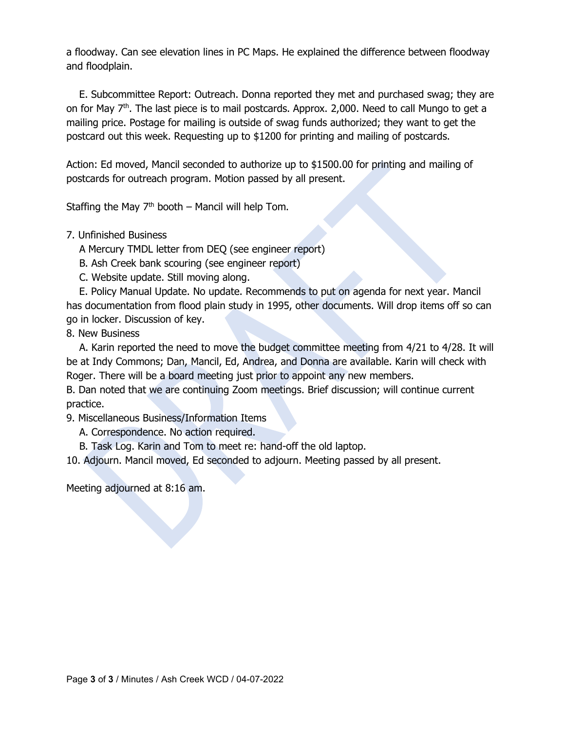a floodway. Can see elevation lines in PC Maps. He explained the difference between floodway and floodplain.

E. Subcommittee Report: Outreach. Donna reported they met and purchased swag; they are on for May 7th. The last piece is to mail postcards. Approx. 2,000. Need to call Mungo to get a mailing price. Postage for mailing is outside of swag funds authorized; they want to get the postcard out this week. Requesting up to $1200 for printing and mailing of postcards.

Action: Ed moved, Mancil seconded to authorize up to $1500.00 for printing and mailing of postcards for outreach program. Motion passed by all present.

Staffing the May 7th booth – Mancil will help Tom.

7. Unfinished Business
   A Mercury TMDL letter from DEQ (see engineer report)
   B. Ash Creek bank scouring (see engineer report)
   C. Website update. Still moving along.
   E. Policy Manual Update. No update. Recommends to put on agenda for next year. Mancil has documentation from flood plain study in 1995, other documents. Will drop items off so can go in locker. Discussion of key.
8. New Business
   A. Karin reported the need to move the budget committee meeting from 4/21 to 4/28. It will be at Indy Commons; Dan, Mancil, Ed, Andrea, and Donna are available. Karin will check with Roger. There will be a board meeting just prior to appoint any new members.
   B. Dan noted that we are continuing Zoom meetings. Brief discussion; will continue current practice.
9. Miscellaneous Business/Information Items
   A. Correspondence. No action required.
   B. Task Log. Karin and Tom to meet re: hand-off the old laptop.
10. Adjourn. Mancil moved, Ed seconded to adjourn. Meeting passed by all present.

Meeting adjourned at 8:16 am.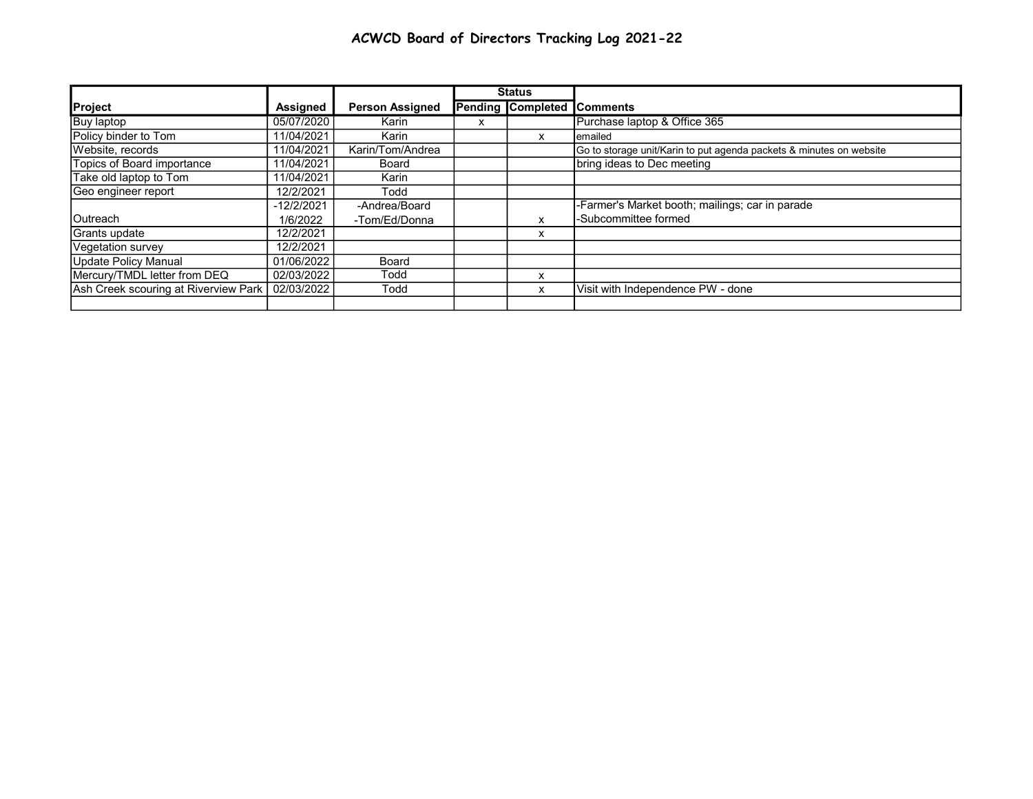# ACWCD Board of Directors Tracking Log 2021-22

| Project | Assigned | Person Assigned | Status | | Comments |
|---|---|---|---|---|---|
| | | | Pending | Completed | |
| Buy laptop | 05/07/2020 | Karin | x | | Purchase laptop & Office 365 |
| Policy binder to Tom | 11/04/2021 | Karin | | x | emailed |
| Website, records | 11/04/2021 | Karin/Tom/Andrea | | | Go to storage unit/Karin to put agenda packets & minutes on website |
| Topics of Board importance | 11/04/2021 | Board | | | bring ideas to Dec meeting |
| Take old laptop to Tom | 11/04/2021 | Karin | | | |
| Geo engineer report | 12/2/2021 | Todd | | | |
| Outreach | -12/2/2021<br>1/6/2022 | -Andrea/Board<br>-Tom/Ed/Donna | | x | -Farmer's Market booth; mailings; car in parade<br>-Subcommittee formed |
| Grants update | 12/2/2021 | | | x | |
| Vegetation survey | 12/2/2021 | | | | |
| Update Policy Manual | 01/06/2022 | Board | | | |
| Mercury/TMDL letter from DEQ | 02/03/2022 | Todd | | x | |
| Ash Creek scouring at Riverview Park | 02/03/2022 | Todd | | x | Visit with Independence PW - done |
| | | | | | |